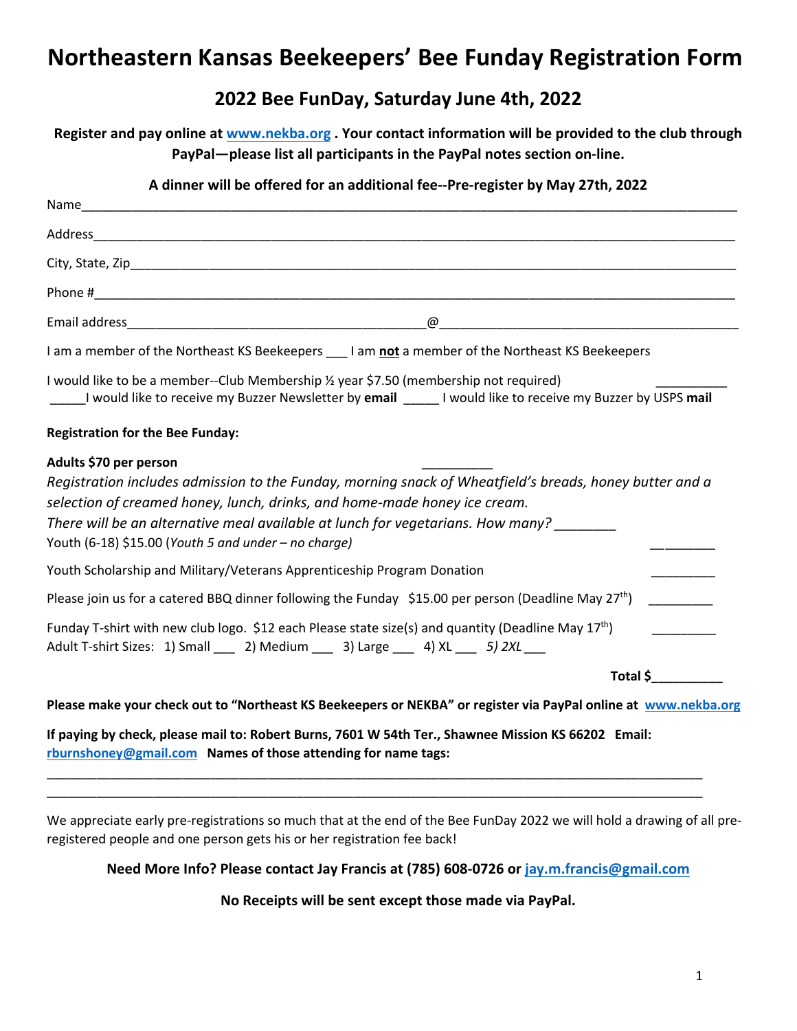# Northeastern Kansas Beekeepers' Bee Funday Registration Form

## 2022 Bee FunDay, Saturday June 4th, 2022

**Register and pay online at www.nekba.org . Your contact information will be provided to the club through PayPal—please list all participants in the PayPal notes section on-line.**

**A dinner will be offered for an additional fee--Pre-register by May 27th, 2022**

Name_______________________________________________________________________________

Address_____________________________________________________________________________

City, State, Zip_______________________________________________________________________

Phone #____________________________________________________________________________

Email address_________________________________@_________________________________

I am a member of the Northeast KS Beekeepers ___ I am **not** a member of the Northeast KS Beekeepers

I would like to be a member--Club Membership ½ year $7.50 (membership not required) __________

_____I would like to receive my Buzzer Newsletter by **email** _____ I would like to receive my Buzzer by USPS **mail**

**Registration for the Bee Funday:**

**Adults $70 per person** __________

*Registration includes admission to the Funday, morning snack of Wheatfield's breads, honey butter and a selection of creamed honey, lunch, drinks, and home-made honey ice cream.*

*There will be an alternative meal available at lunch for vegetarians. How many?* ________

Youth (6-18) $15.00 (*Youth 5 and under – no charge)* _________

Youth Scholarship and Military/Veterans Apprenticeship Program Donation _________

Please join us for a catered BBQ dinner following the Funday $15.00 per person (Deadline May 27th) _________

Funday T-shirt with new club logo. $12 each Please state size(s) and quantity (Deadline May 17th) _________

Adult T-shirt Sizes: 1) Small ___ 2) Medium ___ 3) Large ___ 4) XL ___ *5) 2XL* ___

**Total $__________**

**Please make your check out to "Northeast KS Beekeepers or NEKBA" or register via PayPal online at www.nekba.org**

**If paying by check, please mail to: Robert Burns, 7601 W 54th Ter., Shawnee Mission KS 66202 Email: rburnshoney@gmail.com Names of those attending for name tags:**

_____________________________________________________________________________________

_____________________________________________________________________________________

We appreciate early pre-registrations so much that at the end of the Bee FunDay 2022 we will hold a drawing of all pre-registered people and one person gets his or her registration fee back!

**Need More Info? Please contact Jay Francis at (785) 608-0726 or jay.m.francis@gmail.com**

**No Receipts will be sent except those made via PayPal.**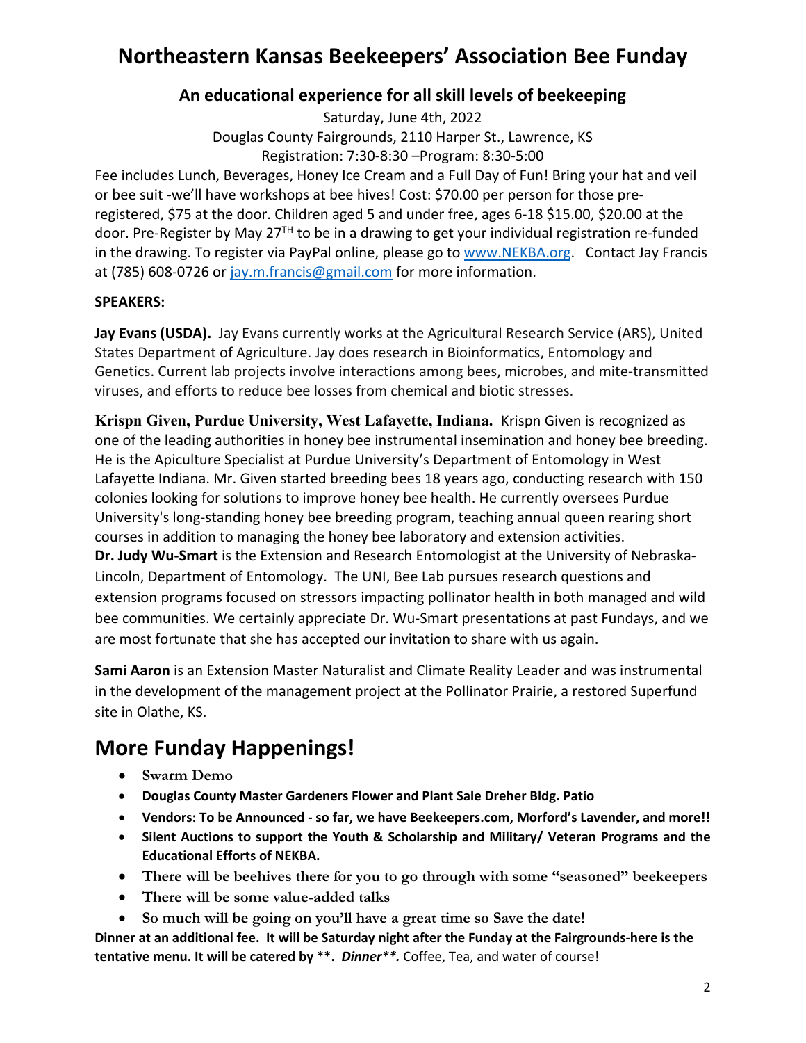# Northeastern Kansas Beekeepers' Association Bee Funday

### An educational experience for all skill levels of beekeeping

Saturday, June 4th, 2022
Douglas County Fairgrounds, 2110 Harper St., Lawrence, KS
Registration: 7:30-8:30 –Program: 8:30-5:00

Fee includes Lunch, Beverages, Honey Ice Cream and a Full Day of Fun! Bring your hat and veil or bee suit -we'll have workshops at bee hives! Cost: $70.00 per person for those pre-registered, $75 at the door. Children aged 5 and under free, ages 6-18 $15.00, $20.00 at the door. Pre-Register by May 27TH to be in a drawing to get your individual registration re-funded in the drawing. To register via PayPal online, please go to www.NEKBA.org. Contact Jay Francis at (785) 608-0726 or jay.m.francis@gmail.com for more information.

**SPEAKERS:**

**Jay Evans (USDA).** Jay Evans currently works at the Agricultural Research Service (ARS), United States Department of Agriculture. Jay does research in Bioinformatics, Entomology and Genetics. Current lab projects involve interactions among bees, microbes, and mite-transmitted viruses, and efforts to reduce bee losses from chemical and biotic stresses.

**Krispn Given, Purdue University, West Lafayette, Indiana.** Krispn Given is recognized as one of the leading authorities in honey bee instrumental insemination and honey bee breeding. He is the Apiculture Specialist at Purdue University's Department of Entomology in West Lafayette Indiana. Mr. Given started breeding bees 18 years ago, conducting research with 150 colonies looking for solutions to improve honey bee health. He currently oversees Purdue University's long-standing honey bee breeding program, teaching annual queen rearing short courses in addition to managing the honey bee laboratory and extension activities.

**Dr. Judy Wu-Smart** is the Extension and Research Entomologist at the University of Nebraska-Lincoln, Department of Entomology. The UNI, Bee Lab pursues research questions and extension programs focused on stressors impacting pollinator health in both managed and wild bee communities. We certainly appreciate Dr. Wu-Smart presentations at past Fundays, and we are most fortunate that she has accepted our invitation to share with us again.

**Sami Aaron** is an Extension Master Naturalist and Climate Reality Leader and was instrumental in the development of the management project at the Pollinator Prairie, a restored Superfund site in Olathe, KS.

## More Funday Happenings!

- **Swarm Demo**
- **Douglas County Master Gardeners Flower and Plant Sale Dreher Bldg. Patio**
- **Vendors: To be Announced - so far, we have Beekeepers.com, Morford's Lavender, and more!!**
- **Silent Auctions to support the Youth & Scholarship and Military/ Veteran Programs and the Educational Efforts of NEKBA.**
- **There will be beehives there for you to go through with some "seasoned" beekeepers**
- **There will be some value-added talks**
- **So much will be going on you'll have a great time so Save the date!**

**Dinner at an additional fee. It will be Saturday night after the Funday at the Fairgrounds-here is the tentative menu. It will be catered by \*\*. *Dinner\*\*.*** Coffee, Tea, and water of course!